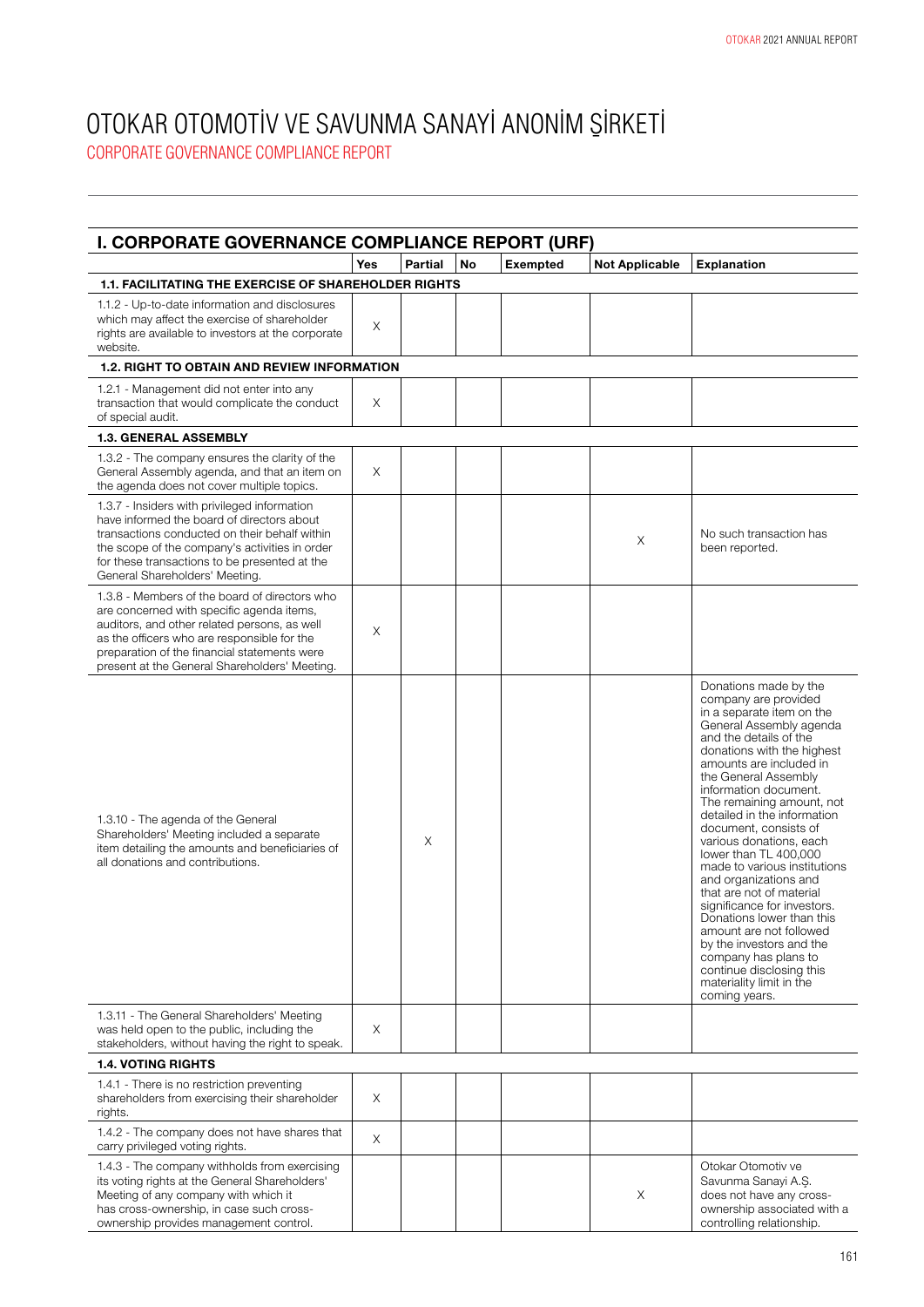# OTOKAR OTOMOTİV VE SAVUNMA SANAYİ ANONİM ŞİRKETİ

## CORPORATE GOVERNANCE COMPLIANCE REPORT

### I. CORPORATE GOVERNANCE COMPLIANCE REPORT (URF)

| | Yes | Partial | No | Exempted | Not Applicable | Explanation |
|---|---|---|---|---|---|---|
| **1.1. FACILITATING THE EXERCISE OF SHAREHOLDER RIGHTS** | | | | | | |
| 1.1.2 - Up-to-date information and disclosures which may affect the exercise of shareholder rights are available to investors at the corporate website. | X | | | | | |
| **1.2. RIGHT TO OBTAIN AND REVIEW INFORMATION** | | | | | | |
| 1.2.1 - Management did not enter into any transaction that would complicate the conduct of special audit. | X | | | | | |
| **1.3. GENERAL ASSEMBLY** | | | | | | |
| 1.3.2 - The company ensures the clarity of the General Assembly agenda, and that an item on the agenda does not cover multiple topics. | X | | | | | |
| 1.3.7 - Insiders with privileged information have informed the board of directors about transactions conducted on their behalf within the scope of the company's activities in order for these transactions to be presented at the General Shareholders' Meeting. | | | | | X | No such transaction has been reported. |
| 1.3.8 - Members of the board of directors who are concerned with specific agenda items, auditors, and other related persons, as well as the officers who are responsible for the preparation of the financial statements were present at the General Shareholders' Meeting. | X | | | | | |
| 1.3.10 - The agenda of the General Shareholders' Meeting included a separate item detailing the amounts and beneficiaries of all donations and contributions. | | X | | | | Donations made by the company are provided in a separate item on the General Assembly agenda and the details of the donations with the highest amounts are included in the General Assembly information document. The remaining amount, not detailed in the information document, consists of various donations, each lower than TL 400,000 made to various institutions and organizations and that are not of material significance for investors. Donations lower than this amount are not followed by the investors and the company has plans to continue disclosing this materiality limit in the coming years. |
| 1.3.11 - The General Shareholders' Meeting was held open to the public, including the stakeholders, without having the right to speak. | X | | | | | |
| **1.4. VOTING RIGHTS** | | | | | | |
| 1.4.1 - There is no restriction preventing shareholders from exercising their shareholder rights. | X | | | | | |
| 1.4.2 - The company does not have shares that carry privileged voting rights. | X | | | | | |
| 1.4.3 - The company withholds from exercising its voting rights at the General Shareholders' Meeting of any company with which it has cross-ownership, in case such cross-ownership provides management control. | | | | | X | Otokar Otomotiv ve Savunma Sanayi A.Ş. does not have any cross-ownership associated with a controlling relationship. |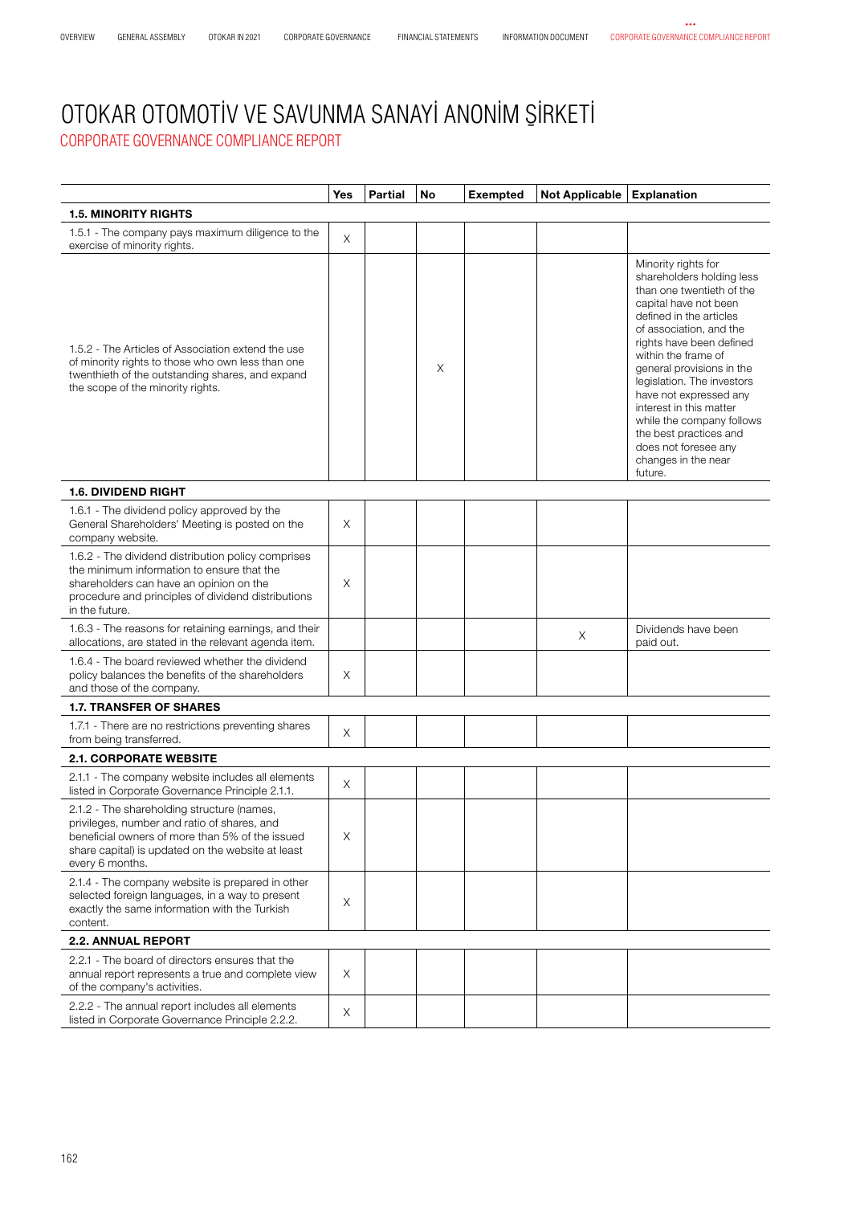# OTOKAR OTOMOTİV VE SAVUNMA SANAYİ ANONİM ŞİRKETİ

## CORPORATE GOVERNANCE COMPLIANCE REPORT

| | Yes | Partial | No | Exempted | Not Applicable | Explanation |
|---|---|---|---|---|---|---|
| **1.5. MINORITY RIGHTS** | | | | | | |
| 1.5.1 - The company pays maximum diligence to the exercise of minority rights. | X | | | | | |
| 1.5.2 - The Articles of Association extend the use of minority rights to those who own less than one twenthieth of the outstanding shares, and expand the scope of the minority rights. | | | X | | | Minority rights for shareholders holding less than one twentieth of the capital have not been defined in the articles of association, and the rights have been defined within the frame of general provisions in the legislation. The investors have not expressed any interest in this matter while the company follows the best practices and does not foresee any changes in the near future. |
| **1.6. DIVIDEND RIGHT** | | | | | | |
| 1.6.1 - The dividend policy approved by the General Shareholders' Meeting is posted on the company website. | X | | | | | |
| 1.6.2 - The dividend distribution policy comprises the minimum information to ensure that the shareholders can have an opinion on the procedure and principles of dividend distributions in the future. | X | | | | | |
| 1.6.3 - The reasons for retaining earnings, and their allocations, are stated in the relevant agenda item. | | | | | X | Dividends have been paid out. |
| 1.6.4 - The board reviewed whether the dividend policy balances the benefits of the shareholders and those of the company. | X | | | | | |
| **1.7. TRANSFER OF SHARES** | | | | | | |
| 1.7.1 - There are no restrictions preventing shares from being transferred. | X | | | | | |
| **2.1. CORPORATE WEBSITE** | | | | | | |
| 2.1.1 - The company website includes all elements listed in Corporate Governance Principle 2.1.1. | X | | | | | |
| 2.1.2 - The shareholding structure (names, privileges, number and ratio of shares, and beneficial owners of more than 5% of the issued share capital) is updated on the website at least every 6 months. | X | | | | | |
| 2.1.4 - The company website is prepared in other selected foreign languages, in a way to present exactly the same information with the Turkish content. | X | | | | | |
| **2.2. ANNUAL REPORT** | | | | | | |
| 2.2.1 - The board of directors ensures that the annual report represents a true and complete view of the company's activities. | X | | | | | |
| 2.2.2 - The annual report includes all elements listed in Corporate Governance Principle 2.2.2. | X | | | | | |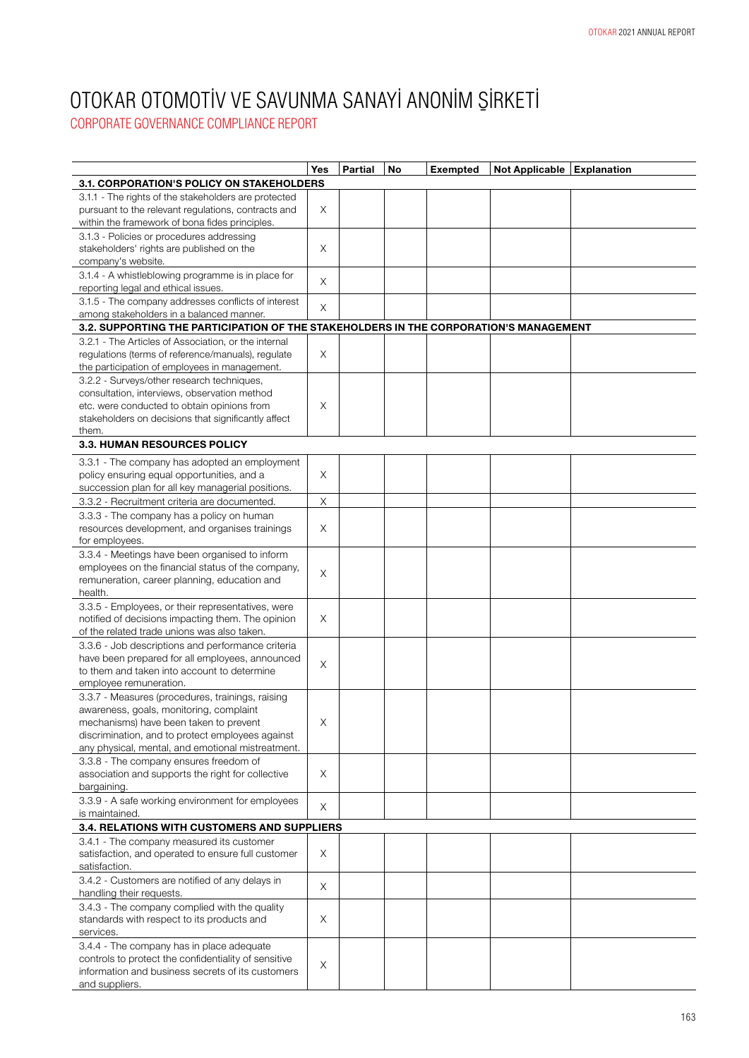# OTOKAR OTOMOTİV VE SAVUNMA SANAYİ ANONİM ŞİRKETİ

## CORPORATE GOVERNANCE COMPLIANCE REPORT

| | Yes | Partial | No | Exempted | Not Applicable | Explanation |
|---|---|---|---|---|---|---|
| **3.1. CORPORATION'S POLICY ON STAKEHOLDERS** | | | | | | |
| 3.1.1 - The rights of the stakeholders are protected pursuant to the relevant regulations, contracts and within the framework of bona fides principles. | X | | | | | |
| 3.1.3 - Policies or procedures addressing stakeholders' rights are published on the company's website. | X | | | | | |
| 3.1.4 - A whistleblowing programme is in place for reporting legal and ethical issues. | X | | | | | |
| 3.1.5 - The company addresses conflicts of interest among stakeholders in a balanced manner. | X | | | | | |
| **3.2. SUPPORTING THE PARTICIPATION OF THE STAKEHOLDERS IN THE CORPORATION'S MANAGEMENT** | | | | | | |
| 3.2.1 - The Articles of Association, or the internal regulations (terms of reference/manuals), regulate the participation of employees in management. | X | | | | | |
| 3.2.2 - Surveys/other research techniques, consultation, interviews, observation method etc. were conducted to obtain opinions from stakeholders on decisions that significantly affect them. | X | | | | | |
| **3.3. HUMAN RESOURCES POLICY** | | | | | | |
| 3.3.1 - The company has adopted an employment policy ensuring equal opportunities, and a succession plan for all key managerial positions. | X | | | | | |
| 3.3.2 - Recruitment criteria are documented. | X | | | | | |
| 3.3.3 - The company has a policy on human resources development, and organises trainings for employees. | X | | | | | |
| 3.3.4 - Meetings have been organised to inform employees on the financial status of the company, remuneration, career planning, education and health. | X | | | | | |
| 3.3.5 - Employees, or their representatives, were notified of decisions impacting them. The opinion of the related trade unions was also taken. | X | | | | | |
| 3.3.6 - Job descriptions and performance criteria have been prepared for all employees, announced to them and taken into account to determine employee remuneration. | X | | | | | |
| 3.3.7 - Measures (procedures, trainings, raising awareness, goals, monitoring, complaint mechanisms) have been taken to prevent discrimination, and to protect employees against any physical, mental, and emotional mistreatment. | X | | | | | |
| 3.3.8 - The company ensures freedom of association and supports the right for collective bargaining. | X | | | | | |
| 3.3.9 - A safe working environment for employees is maintained. | X | | | | | |
| **3.4. RELATIONS WITH CUSTOMERS AND SUPPLIERS** | | | | | | |
| 3.4.1 - The company measured its customer satisfaction, and operated to ensure full customer satisfaction. | X | | | | | |
| 3.4.2 - Customers are notified of any delays in handling their requests. | X | | | | | |
| 3.4.3 - The company complied with the quality standards with respect to its products and services. | X | | | | | |
| 3.4.4 - The company has in place adequate controls to protect the confidentiality of sensitive information and business secrets of its customers and suppliers. | X | | | | | |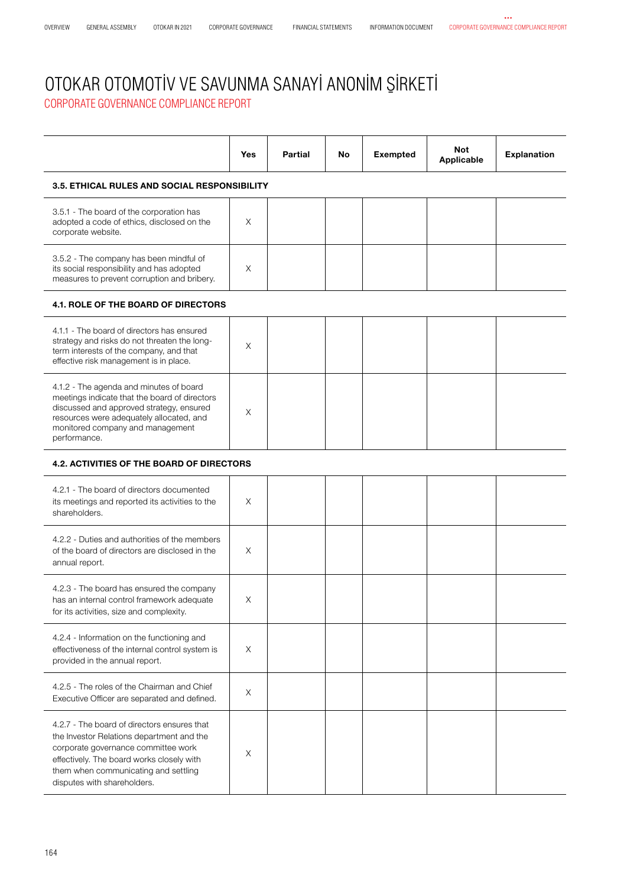# OTOKAR OTOMOTİV VE SAVUNMA SANAYİ ANONİM ŞİRKETİ

## CORPORATE GOVERNANCE COMPLIANCE REPORT

| | Yes | Partial | No | Exempted | Not Applicable | Explanation |
|---|---|---|---|---|---|---|
| **3.5. ETHICAL RULES AND SOCIAL RESPONSIBILITY** | | | | | | |
| 3.5.1 - The board of the corporation has adopted a code of ethics, disclosed on the corporate website. | X | | | | | |
| 3.5.2 - The company has been mindful of its social responsibility and has adopted measures to prevent corruption and bribery. | X | | | | | |
| **4.1. ROLE OF THE BOARD OF DIRECTORS** | | | | | | |
| 4.1.1 - The board of directors has ensured strategy and risks do not threaten the long-term interests of the company, and that effective risk management is in place. | X | | | | | |
| 4.1.2 - The agenda and minutes of board meetings indicate that the board of directors discussed and approved strategy, ensured resources were adequately allocated, and monitored company and management performance. | X | | | | | |
| **4.2. ACTIVITIES OF THE BOARD OF DIRECTORS** | | | | | | |
| 4.2.1 - The board of directors documented its meetings and reported its activities to the shareholders. | X | | | | | |
| 4.2.2 - Duties and authorities of the members of the board of directors are disclosed in the annual report. | X | | | | | |
| 4.2.3 - The board has ensured the company has an internal control framework adequate for its activities, size and complexity. | X | | | | | |
| 4.2.4 - Information on the functioning and effectiveness of the internal control system is provided in the annual report. | X | | | | | |
| 4.2.5 - The roles of the Chairman and Chief Executive Officer are separated and defined. | X | | | | | |
| 4.2.7 - The board of directors ensures that the Investor Relations department and the corporate governance committee work effectively. The board works closely with them when communicating and settling disputes with shareholders. | X | | | | | |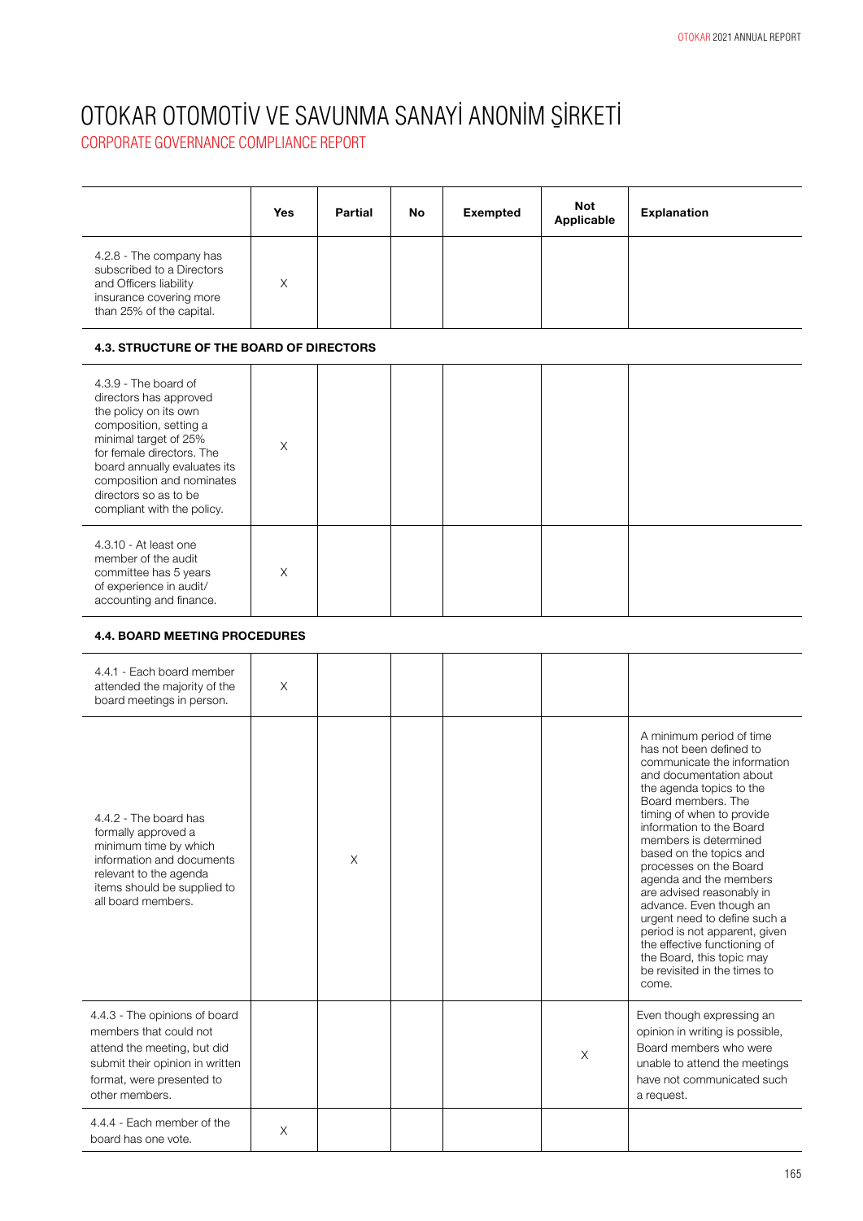# OTOKAR OTOMOTİV VE SAVUNMA SANAYİ ANONİM ŞİRKETİ

## CORPORATE GOVERNANCE COMPLIANCE REPORT

| | Yes | Partial | No | Exempted | Not Applicable | Explanation |
|---|---|---|---|---|---|---|
| 4.2.8 - The company has subscribed to a Directors and Officers liability insurance covering more than 25% of the capital. | X | | | | | |
| **4.3. STRUCTURE OF THE BOARD OF DIRECTORS** | | | | | | |
| 4.3.9 - The board of directors has approved the policy on its own composition, setting a minimal target of 25% for female directors. The board annually evaluates its composition and nominates directors so as to be compliant with the policy. | X | | | | | |
| 4.3.10 - At least one member of the audit committee has 5 years of experience in audit/ accounting and finance. | X | | | | | |
| **4.4. BOARD MEETING PROCEDURES** | | | | | | |
| 4.4.1 - Each board member attended the majority of the board meetings in person. | X | | | | | |
| 4.4.2 - The board has formally approved a minimum time by which information and documents relevant to the agenda items should be supplied to all board members. | | X | | | | A minimum period of time has not been defined to communicate the information and documentation about the agenda topics to the Board members. The timing of when to provide information to the Board members is determined based on the topics and processes on the Board agenda and the members are advised reasonably in advance. Even though an urgent need to define such a period is not apparent, given the effective functioning of the Board, this topic may be revisited in the times to come. |
| 4.4.3 - The opinions of board members that could not attend the meeting, but did submit their opinion in written format, were presented to other members. | | | | | X | Even though expressing an opinion in writing is possible, Board members who were unable to attend the meetings have not communicated such a request. |
| 4.4.4 - Each member of the board has one vote. | X | | | | | |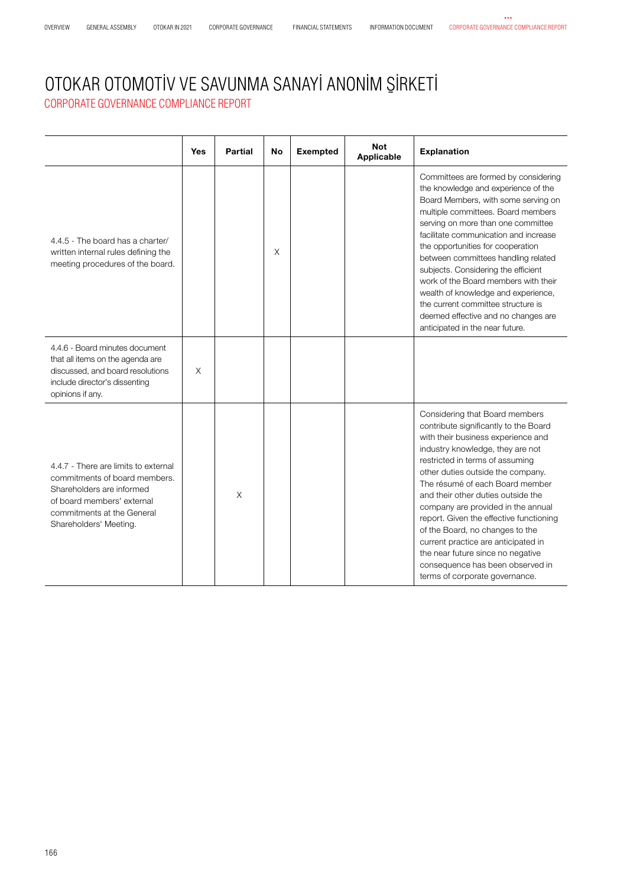# OTOKAR OTOMOTİV VE SAVUNMA SANAYİ ANONİM ŞİRKETİ

## CORPORATE GOVERNANCE COMPLIANCE REPORT

| | Yes | Partial | No | Exempted | Not Applicable | Explanation |
|---|---|---|---|---|---|---|
| 4.4.5 - The board has a charter/ written internal rules defining the meeting procedures of the board. | | | X | | | Committees are formed by considering the knowledge and experience of the Board Members, with some serving on multiple committees. Board members serving on more than one committee facilitate communication and increase the opportunities for cooperation between committees handling related subjects. Considering the efficient work of the Board members with their wealth of knowledge and experience, the current committee structure is deemed effective and no changes are anticipated in the near future. |
| 4.4.6 - Board minutes document that all items on the agenda are discussed, and board resolutions include director's dissenting opinions if any. | X | | | | | |
| 4.4.7 - There are limits to external commitments of board members. Shareholders are informed of board members' external commitments at the General Shareholders' Meeting. | | X | | | | Considering that Board members contribute significantly to the Board with their business experience and industry knowledge, they are not restricted in terms of assuming other duties outside the company. The résumé of each Board member and their other duties outside the company are provided in the annual report. Given the effective functioning of the Board, no changes to the current practice are anticipated in the near future since no negative consequence has been observed in terms of corporate governance. |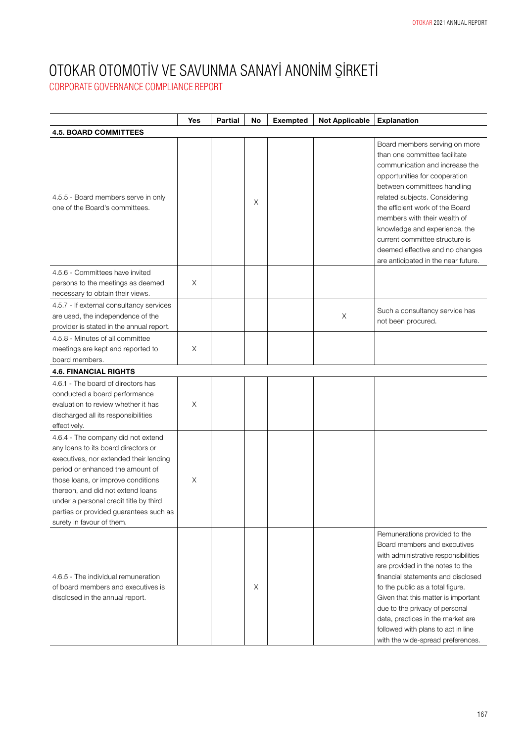# OTOKAR OTOMOTİV VE SAVUNMA SANAYİ ANONİM ŞİRKETİ

## CORPORATE GOVERNANCE COMPLIANCE REPORT

| | Yes | Partial | No | Exempted | Not Applicable | Explanation |
|---|---|---|---|---|---|---|
| **4.5. BOARD COMMITTEES** | | | | | | |
| 4.5.5 - Board members serve in only one of the Board's committees. | | | X | | | Board members serving on more than one committee facilitate communication and increase the opportunities for cooperation between committees handling related subjects. Considering the efficient work of the Board members with their wealth of knowledge and experience, the current committee structure is deemed effective and no changes are anticipated in the near future. |
| 4.5.6 - Committees have invited persons to the meetings as deemed necessary to obtain their views. | X | | | | | |
| 4.5.7 - If external consultancy services are used, the independence of the provider is stated in the annual report. | | | | | X | Such a consultancy service has not been procured. |
| 4.5.8 - Minutes of all committee meetings are kept and reported to board members. | X | | | | | |
| **4.6. FINANCIAL RIGHTS** | | | | | | |
| 4.6.1 - The board of directors has conducted a board performance evaluation to review whether it has discharged all its responsibilities effectively. | X | | | | | |
| 4.6.4 - The company did not extend any loans to its board directors or executives, nor extended their lending period or enhanced the amount of those loans, or improve conditions thereon, and did not extend loans under a personal credit title by third parties or provided guarantees such as surety in favour of them. | X | | | | | |
| 4.6.5 - The individual remuneration of board members and executives is disclosed in the annual report. | | | X | | | Remunerations provided to the Board members and executives with administrative responsibilities are provided in the notes to the financial statements and disclosed to the public as a total figure. Given that this matter is important due to the privacy of personal data, practices in the market are followed with plans to act in line with the wide-spread preferences. |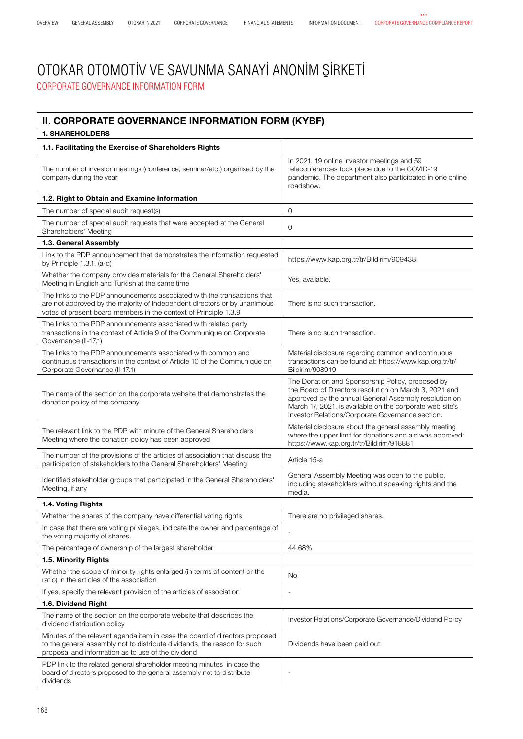# OTOKAR OTOMOTİV VE SAVUNMA SANAYİ ANONİM ŞİRKETİ

CORPORATE GOVERNANCE INFORMATION FORM

## II. CORPORATE GOVERNANCE INFORMATION FORM (KYBF)

### 1. SHAREHOLDERS

| **1.1. Facilitating the Exercise of Shareholders Rights** | |
|---|---|
| The number of investor meetings (conference, seminar/etc.) organised by the company during the year | In 2021, 19 online investor meetings and 59 teleconferences took place due to the COVID-19 pandemic. The department also participated in one online roadshow. |
| **1.2. Right to Obtain and Examine Information** | |
| The number of special audit request(s) | 0 |
| The number of special audit requests that were accepted at the General Shareholders' Meeting | 0 |
| **1.3. General Assembly** | |
| Link to the PDP announcement that demonstrates the information requested by Principle 1.3.1. (a-d) | https://www.kap.org.tr/tr/Bildirim/909438 |
| Whether the company provides materials for the General Shareholders' Meeting in English and Turkish at the same time | Yes, available. |
| The links to the PDP announcements associated with the transactions that are not approved by the majority of independent directors or by unanimous votes of present board members in the context of Principle 1.3.9 | There is no such transaction. |
| The links to the PDP announcements associated with related party transactions in the context of Article 9 of the Communique on Corporate Governance (II-17.1) | There is no such transaction. |
| The links to the PDP announcements associated with common and continuous transactions in the context of Article 10 of the Communique on Corporate Governance (II-17.1) | Material disclosure regarding common and continuous transactions can be found at: https://www.kap.org.tr/tr/Bildirim/908919 |
| The name of the section on the corporate website that demonstrates the donation policy of the company | The Donation and Sponsorship Policy, proposed by the Board of Directors resolution on March 3, 2021 and approved by the annual General Assembly resolution on March 17, 2021, is available on the corporate web site's Investor Relations/Corporate Governance section. |
| The relevant link to the PDP with minute of the General Shareholders' Meeting where the donation policy has been approved | Material disclosure about the general assembly meeting where the upper limit for donations and aid was approved: https://www.kap.org.tr/tr/Bildirim/918881 |
| The number of the provisions of the articles of association that discuss the participation of stakeholders to the General Shareholders' Meeting | Article 15-a |
| Identified stakeholder groups that participated in the General Shareholders' Meeting, if any | General Assembly Meeting was open to the public, including stakeholders without speaking rights and the media. |
| **1.4. Voting Rights** | |
| Whether the shares of the company have differential voting rights | There are no privileged shares. |
| In case that there are voting privileges, indicate the owner and percentage of the voting majority of shares. | - |
| The percentage of ownership of the largest shareholder | 44.68% |
| **1.5. Minority Rights** | |
| Whether the scope of minority rights enlarged (in terms of content or the ratio) in the articles of the association | No |
| If yes, specify the relevant provision of the articles of association | - |
| **1.6. Dividend Right** | |
| The name of the section on the corporate website that describes the dividend distribution policy | Investor Relations/Corporate Governance/Dividend Policy |
| Minutes of the relevant agenda item in case the board of directors proposed to the general assembly not to distribute dividends, the reason for such proposal and information as to use of the dividend | Dividends have been paid out. |
| PDP link to the related general shareholder meeting minutes in case the board of directors proposed to the general assembly not to distribute dividends | - |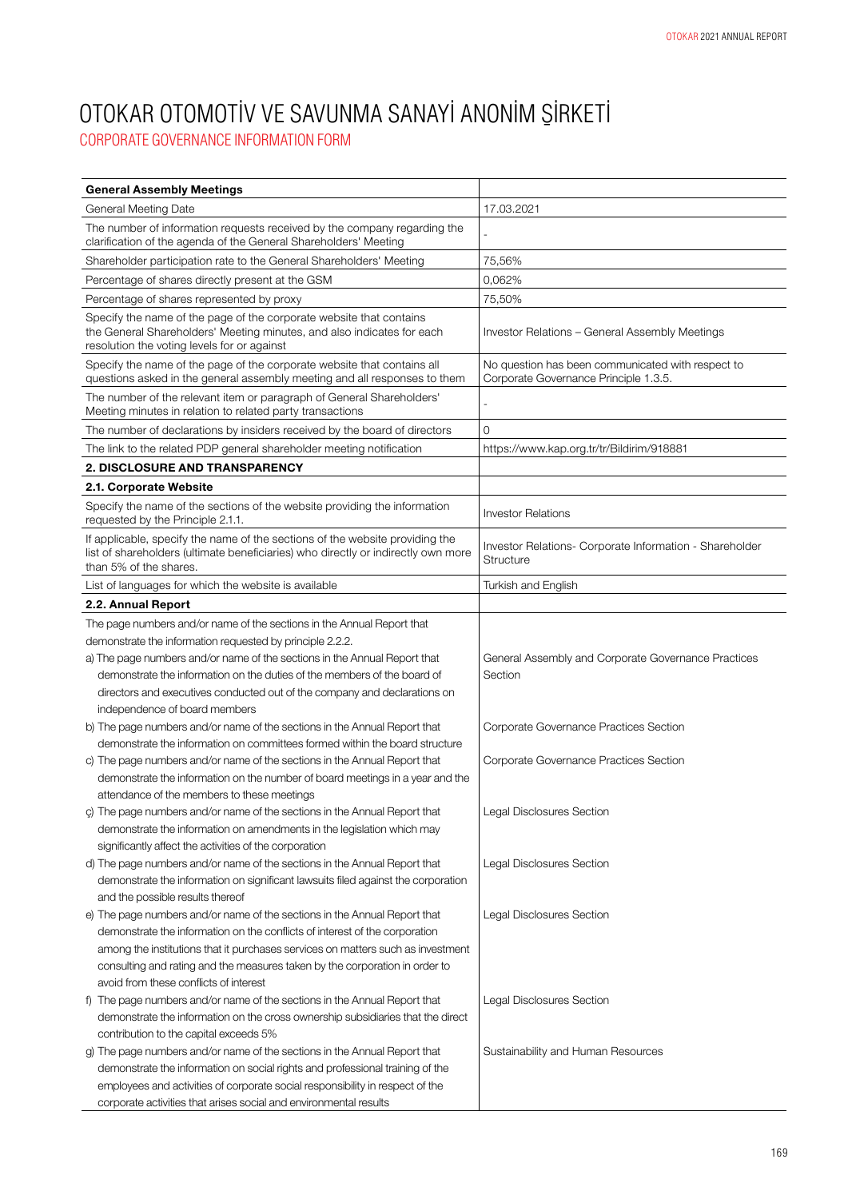# OTOKAR OTOMOTİV VE SAVUNMA SANAYİ ANONİM ŞİRKETİ

## CORPORATE GOVERNANCE INFORMATION FORM

| **General Assembly Meetings** | |
|---|---|
| General Meeting Date | 17.03.2021 |
| The number of information requests received by the company regarding the clarification of the agenda of the General Shareholders' Meeting | - |
| Shareholder participation rate to the General Shareholders' Meeting | 75,56% |
| Percentage of shares directly present at the GSM | 0,062% |
| Percentage of shares represented by proxy | 75,50% |
| Specify the name of the page of the corporate website that contains the General Shareholders' Meeting minutes, and also indicates for each resolution the voting levels for or against | Investor Relations – General Assembly Meetings |
| Specify the name of the page of the corporate website that contains all questions asked in the general assembly meeting and all responses to them | No question has been communicated with respect to Corporate Governance Principle 1.3.5. |
| The number of the relevant item or paragraph of General Shareholders' Meeting minutes in relation to related party transactions | - |
| The number of declarations by insiders received by the board of directors | 0 |
| The link to the related PDP general shareholder meeting notification | https://www.kap.org.tr/tr/Bildirim/918881 |
| **2. DISCLOSURE AND TRANSPARENCY** | |
| **2.1. Corporate Website** | |
| Specify the name of the sections of the website providing the information requested by the Principle 2.1.1. | Investor Relations |
| If applicable, specify the name of the sections of the website providing the list of shareholders (ultimate beneficiaries) who directly or indirectly own more than 5% of the shares. | Investor Relations- Corporate Information - Shareholder Structure |
| List of languages for which the website is available | Turkish and English |
| **2.2. Annual Report** | |
| The page numbers and/or name of the sections in the Annual Report that demonstrate the information requested by principle 2.2.2. | |
| a) The page numbers and/or name of the sections in the Annual Report that demonstrate the information on the duties of the members of the board of directors and executives conducted out of the company and declarations on independence of board members | General Assembly and Corporate Governance Practices Section |
| b) The page numbers and/or name of the sections in the Annual Report that demonstrate the information on committees formed within the board structure | Corporate Governance Practices Section |
| c) The page numbers and/or name of the sections in the Annual Report that demonstrate the information on the number of board meetings in a year and the attendance of the members to these meetings | Corporate Governance Practices Section |
| ç) The page numbers and/or name of the sections in the Annual Report that demonstrate the information on amendments in the legislation which may significantly affect the activities of the corporation | Legal Disclosures Section |
| d) The page numbers and/or name of the sections in the Annual Report that demonstrate the information on significant lawsuits filed against the corporation and the possible results thereof | Legal Disclosures Section |
| e) The page numbers and/or name of the sections in the Annual Report that demonstrate the information on the conflicts of interest of the corporation among the institutions that it purchases services on matters such as investment consulting and rating and the measures taken by the corporation in order to avoid from these conflicts of interest | Legal Disclosures Section |
| f) The page numbers and/or name of the sections in the Annual Report that demonstrate the information on the cross ownership subsidiaries that the direct contribution to the capital exceeds 5% | Legal Disclosures Section |
| g) The page numbers and/or name of the sections in the Annual Report that demonstrate the information on social rights and professional training of the employees and activities of corporate social responsibility in respect of the corporate activities that arises social and environmental results | Sustainability and Human Resources |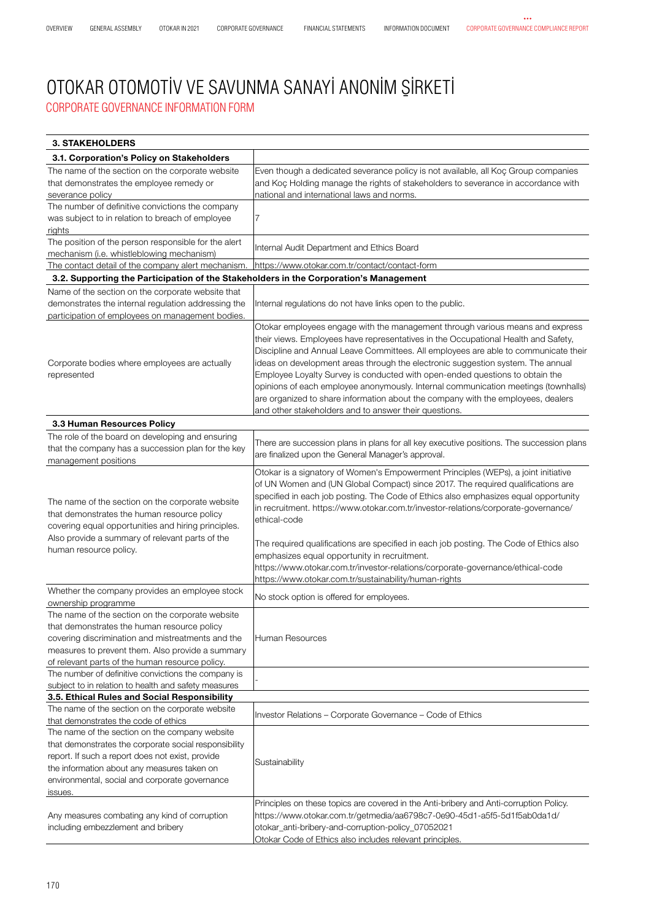# OTOKAR OTOMOTİV VE SAVUNMA SANAYİ ANONİM ŞİRKETİ

## CORPORATE GOVERNANCE INFORMATION FORM

| **3. STAKEHOLDERS** | |
|---|---|
| **3.1. Corporation's Policy on Stakeholders** | |
| The name of the section on the corporate website that demonstrates the employee remedy or severance policy | Even though a dedicated severance policy is not available, all Koç Group companies and Koç Holding manage the rights of stakeholders to severance in accordance with national and international laws and norms. |
| The number of definitive convictions the company was subject to in relation to breach of employee rights | 7 |
| The position of the person responsible for the alert mechanism (i.e. whistleblowing mechanism) | Internal Audit Department and Ethics Board |
| The contact detail of the company alert mechanism. | https://www.otokar.com.tr/contact/contact-form |
| **3.2. Supporting the Participation of the Stakeholders in the Corporation's Management** | |
| Name of the section on the corporate website that demonstrates the internal regulation addressing the participation of employees on management bodies. | Internal regulations do not have links open to the public. |
| Corporate bodies where employees are actually represented | Otokar employees engage with the management through various means and express their views. Employees have representatives in the Occupational Health and Safety, Discipline and Annual Leave Committees. All employees are able to communicate their ideas on development areas through the electronic suggestion system. The annual Employee Loyalty Survey is conducted with open-ended questions to obtain the opinions of each employee anonymously. Internal communication meetings (townhalls) are organized to share information about the company with the employees, dealers and other stakeholders and to answer their questions. |
| **3.3 Human Resources Policy** | |
| The role of the board on developing and ensuring that the company has a succession plan for the key management positions | There are succession plans in plans for all key executive positions. The succession plans are finalized upon the General Manager's approval. |
| The name of the section on the corporate website that demonstrates the human resource policy covering equal opportunities and hiring principles. Also provide a summary of relevant parts of the human resource policy. | Otokar is a signatory of Women's Empowerment Principles (WEPs), a joint initiative of UN Women and (UN Global Compact) since 2017. The required qualifications are specified in each job posting. The Code of Ethics also emphasizes equal opportunity in recruitment. https://www.otokar.com.tr/investor-relations/corporate-governance/ethical-code<br><br>The required qualifications are specified in each job posting. The Code of Ethics also emphasizes equal opportunity in recruitment. https://www.otokar.com.tr/investor-relations/corporate-governance/ethical-code https://www.otokar.com.tr/sustainability/human-rights |
| Whether the company provides an employee stock ownership programme | No stock option is offered for employees. |
| The name of the section on the corporate website that demonstrates the human resource policy covering discrimination and mistreatments and the measures to prevent them. Also provide a summary of relevant parts of the human resource policy. | Human Resources |
| The number of definitive convictions the company is subject to in relation to health and safety measures | - |
| **3.5. Ethical Rules and Social Responsibility** | |
| The name of the section on the corporate website that demonstrates the code of ethics | Investor Relations – Corporate Governance – Code of Ethics |
| The name of the section on the company website that demonstrates the corporate social responsibility report. If such a report does not exist, provide the information about any measures taken on environmental, social and corporate governance issues. | Sustainability |
| Any measures combating any kind of corruption including embezzlement and bribery | Principles on these topics are covered in the Anti-bribery and Anti-corruption Policy. https://www.otokar.com.tr/getmedia/aa6798c7-0e90-45d1-a5f5-5d1f5ab0da1d/otokar_anti-bribery-and-corruption-policy_07052021<br>Otokar Code of Ethics also includes relevant principles. |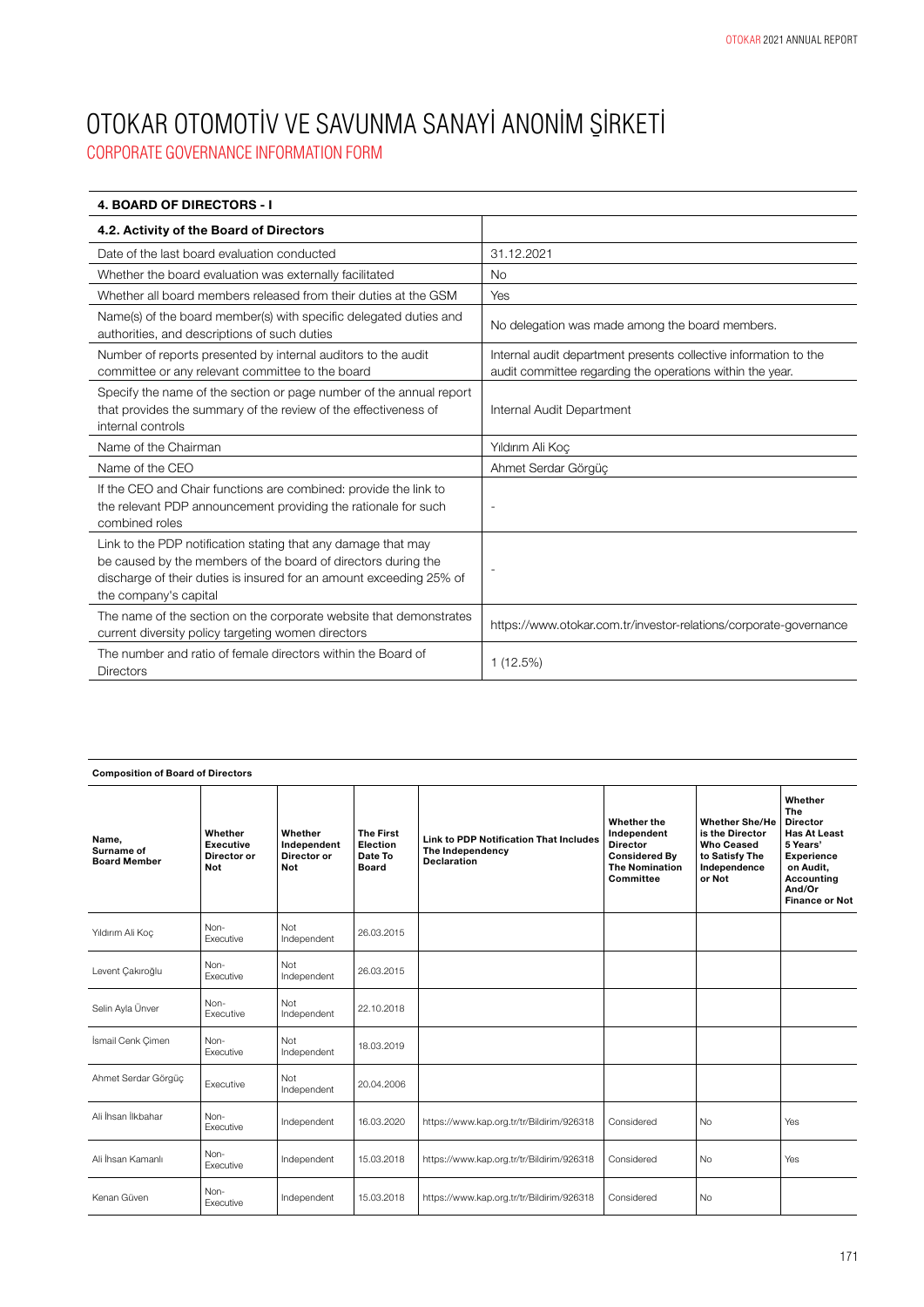# OTOKAR OTOMOTİV VE SAVUNMA SANAYİ ANONİM ŞİRKETİ

## CORPORATE GOVERNANCE INFORMATION FORM

| 4. BOARD OF DIRECTORS - I | |
|---|---|
| **4.2. Activity of the Board of Directors** | |
| Date of the last board evaluation conducted | 31.12.2021 |
| Whether the board evaluation was externally facilitated | No |
| Whether all board members released from their duties at the GSM | Yes |
| Name(s) of the board member(s) with specific delegated duties and authorities, and descriptions of such duties | No delegation was made among the board members. |
| Number of reports presented by internal auditors to the audit committee or any relevant committee to the board | Internal audit department presents collective information to the audit committee regarding the operations within the year. |
| Specify the name of the section or page number of the annual report that provides the summary of the review of the effectiveness of internal controls | Internal Audit Department |
| Name of the Chairman | Yıldırım Ali Koç |
| Name of the CEO | Ahmet Serdar Görgüç |
| If the CEO and Chair functions are combined: provide the link to the relevant PDP announcement providing the rationale for such combined roles | - |
| Link to the PDP notification stating that any damage that may be caused by the members of the board of directors during the discharge of their duties is insured for an amount exceeding 25% of the company's capital | - |
| The name of the section on the corporate website that demonstrates current diversity policy targeting women directors | https://www.otokar.com.tr/investor-relations/corporate-governance |
| The number and ratio of female directors within the Board of Directors | 1 (12.5%) |

**Composition of Board of Directors**

| Name, Surname of Board Member | Whether Executive Director or Not | Whether Independent Director or Not | The First Election Date To Board | Link to PDP Notification That Includes The Independency Declaration | Whether the Independent Director Considered By The Nomination Committee | Whether She/He is the Director Who Ceased to Satisfy The Independence or Not | Whether The Director Has At Least 5 Years' Experience on Audit, Accounting And/Or Finance or Not |
|---|---|---|---|---|---|---|---|
| Yıldırım Ali Koç | Non-Executive | Not Independent | 26.03.2015 | | | | |
| Levent Çakıroğlu | Non-Executive | Not Independent | 26.03.2015 | | | | |
| Selin Ayla Ünver | Non-Executive | Not Independent | 22.10.2018 | | | | |
| İsmail Cenk Çimen | Non-Executive | Not Independent | 18.03.2019 | | | | |
| Ahmet Serdar Görgüç | Executive | Not Independent | 20.04.2006 | | | | |
| Ali İhsan İlkbahar | Non-Executive | Independent | 16.03.2020 | https://www.kap.org.tr/tr/Bildirim/926318 | Considered | No | Yes |
| Ali İhsan Kamanlı | Non-Executive | Independent | 15.03.2018 | https://www.kap.org.tr/tr/Bildirim/926318 | Considered | No | Yes |
| Kenan Güven | Non-Executive | Independent | 15.03.2018 | https://www.kap.org.tr/tr/Bildirim/926318 | Considered | No | |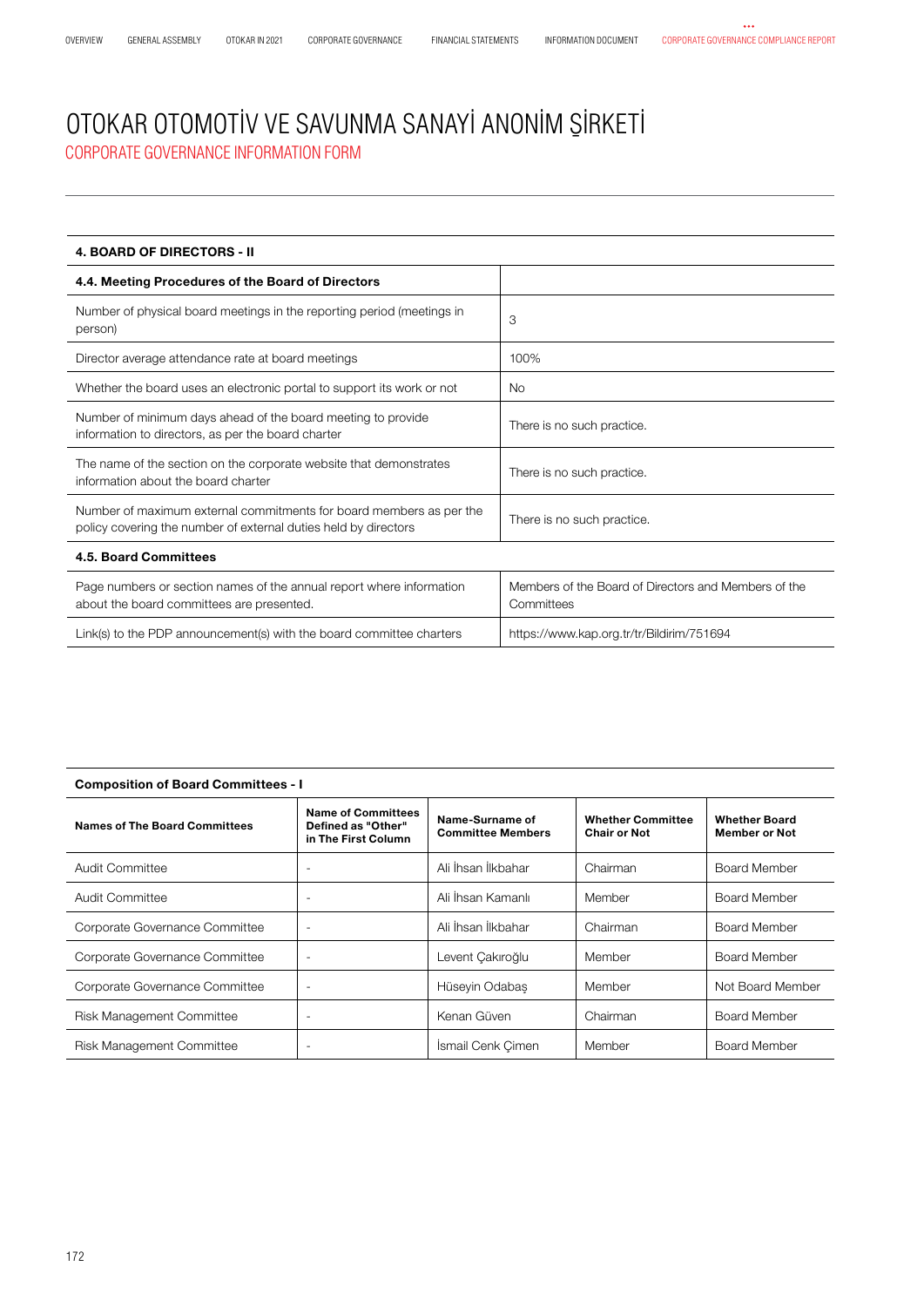# OTOKAR OTOMOTİV VE SAVUNMA SANAYİ ANONİM ŞİRKETİ

## CORPORATE GOVERNANCE INFORMATION FORM

| 4. BOARD OF DIRECTORS - II | |
|---|---|
| **4.4. Meeting Procedures of the Board of Directors** | |
| Number of physical board meetings in the reporting period (meetings in person) | 3 |
| Director average attendance rate at board meetings | 100% |
| Whether the board uses an electronic portal to support its work or not | No |
| Number of minimum days ahead of the board meeting to provide information to directors, as per the board charter | There is no such practice. |
| The name of the section on the corporate website that demonstrates information about the board charter | There is no such practice. |
| Number of maximum external commitments for board members as per the policy covering the number of external duties held by directors | There is no such practice. |
| **4.5. Board Committees** | |
| Page numbers or section names of the annual report where information about the board committees are presented. | Members of the Board of Directors and Members of the Committees |
| Link(s) to the PDP announcement(s) with the board committee charters | https://www.kap.org.tr/tr/Bildirim/751694 |

**Composition of Board Committees - I**

| Names of The Board Committees | Name of Committees Defined as "Other" in The First Column | Name-Surname of Committee Members | Whether Committee Chair or Not | Whether Board Member or Not |
|---|---|---|---|---|
| Audit Committee | - | Ali İhsan İlkbahar | Chairman | Board Member |
| Audit Committee | - | Ali İhsan Kamanlı | Member | Board Member |
| Corporate Governance Committee | - | Ali İhsan İlkbahar | Chairman | Board Member |
| Corporate Governance Committee | - | Levent Çakıroğlu | Member | Board Member |
| Corporate Governance Committee | - | Hüseyin Odabaş | Member | Not Board Member |
| Risk Management Committee | - | Kenan Güven | Chairman | Board Member |
| Risk Management Committee | - | İsmail Cenk Çimen | Member | Board Member |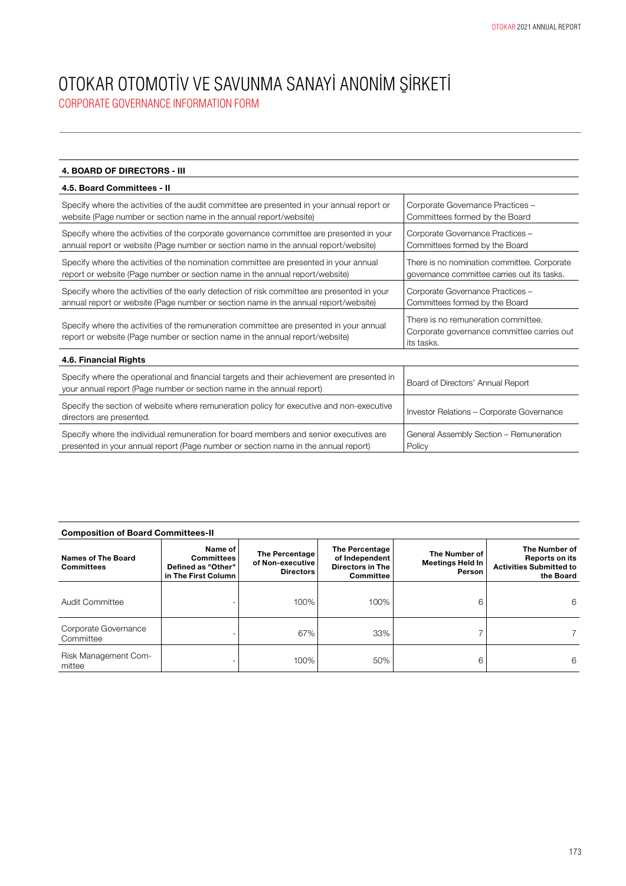# OTOKAR OTOMOTİV VE SAVUNMA SANAYİ ANONİM ŞİRKETİ

## CORPORATE GOVERNANCE INFORMATION FORM

### 4. BOARD OF DIRECTORS - III

#### 4.5. Board Committees - II

| | |
|---|---|
| Specify where the activities of the audit committee are presented in your annual report or website (Page number or section name in the annual report/website) | Corporate Governance Practices – Committees formed by the Board |
| Specify where the activities of the corporate governance committee are presented in your annual report or website (Page number or section name in the annual report/website) | Corporate Governance Practices – Committees formed by the Board |
| Specify where the activities of the nomination committee are presented in your annual report or website (Page number or section name in the annual report/website) | There is no nomination committee. Corporate governance committee carries out its tasks. |
| Specify where the activities of the early detection of risk committee are presented in your annual report or website (Page number or section name in the annual report/website) | Corporate Governance Practices – Committees formed by the Board |
| Specify where the activities of the remuneration committee are presented in your annual report or website (Page number or section name in the annual report/website) | There is no remuneration committee. Corporate governance committee carries out its tasks. |

#### 4.6. Financial Rights

| | |
|---|---|
| Specify where the operational and financial targets and their achievement are presented in your annual report (Page number or section name in the annual report) | Board of Directors' Annual Report |
| Specify the section of website where remuneration policy for executive and non-executive directors are presented. | Investor Relations – Corporate Governance |
| Specify where the individual remuneration for board members and senior executives are presented in your annual report (Page number or section name in the annual report) | General Assembly Section – Remuneration Policy |

#### Composition of Board Committees-II

| Names of The Board Committees | Name of Committees Defined as "Other" in The First Column | The Percentage of Non-executive Directors | The Percentage of Independent Directors in The Committee | The Number of Meetings Held In Person | The Number of Reports on its Activities Submitted to the Board |
|---|---|---|---|---|---|
| Audit Committee | - | 100% | 100% | 6 | 6 |
| Corporate Governance Committee | - | 67% | 33% | 7 | 7 |
| Risk Management Committee | - | 100% | 50% | 6 | 6 |